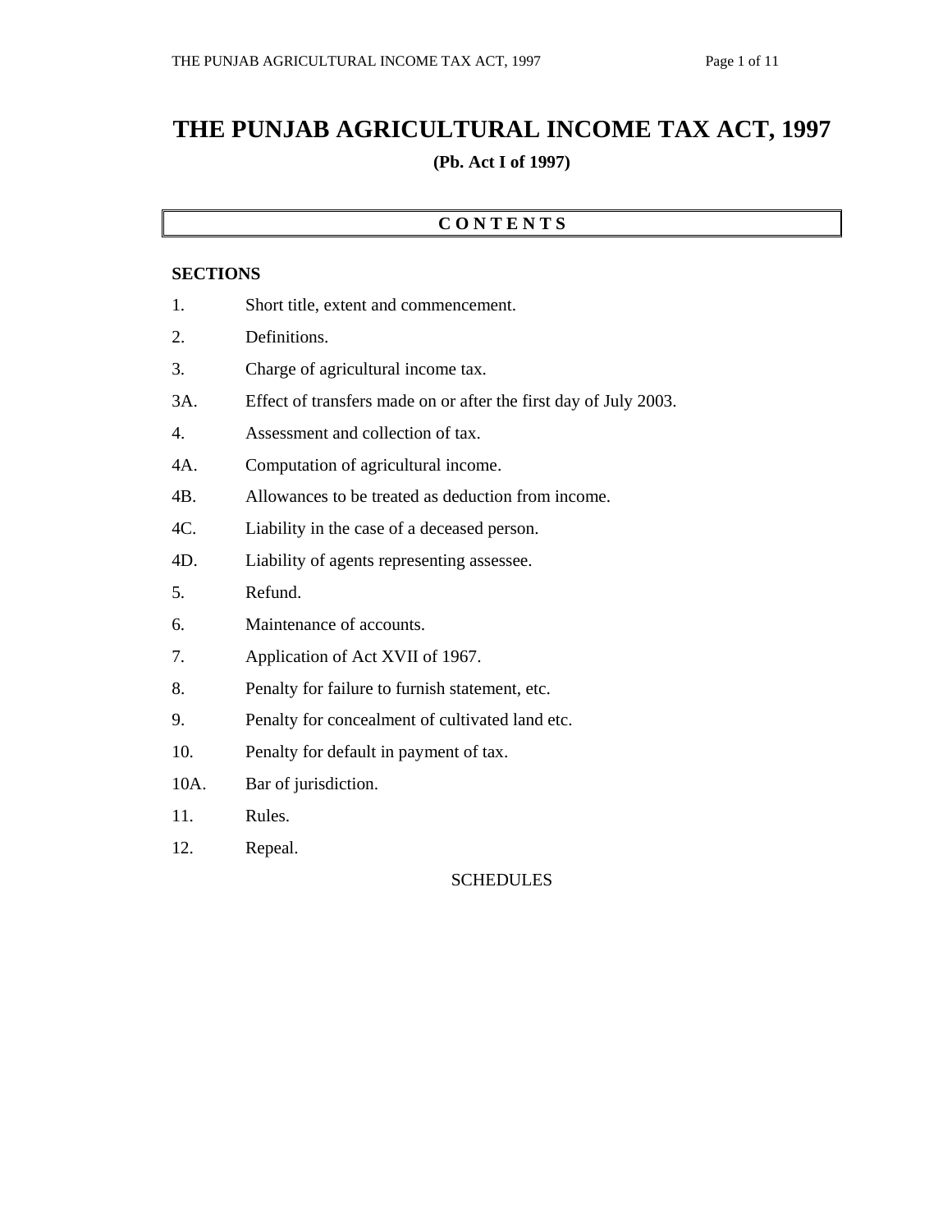# THE PUNJAB AGRICULTURAL INCOME TAX ACT, 1997

**(Pb. Act I of 1997)**

**C O N T E N T S**

**SECTIONS**

1. Short title, extent and commencement.
2. Definitions.
3. Charge of agricultural income tax.

3A. Effect of transfers made on or after the first day of July 2003.

4. Assessment and collection of tax.

4A. Computation of agricultural income.

4B. Allowances to be treated as deduction from income.

4C. Liability in the case of a deceased person.

4D. Liability of agents representing assessee.

5. Refund.
6. Maintenance of accounts.
7. Application of Act XVII of 1967.
8. Penalty for failure to furnish statement, etc.
9. Penalty for concealment of cultivated land etc.
10. Penalty for default in payment of tax.

10A. Bar of jurisdiction.

11. Rules.
12. Repeal.

SCHEDULES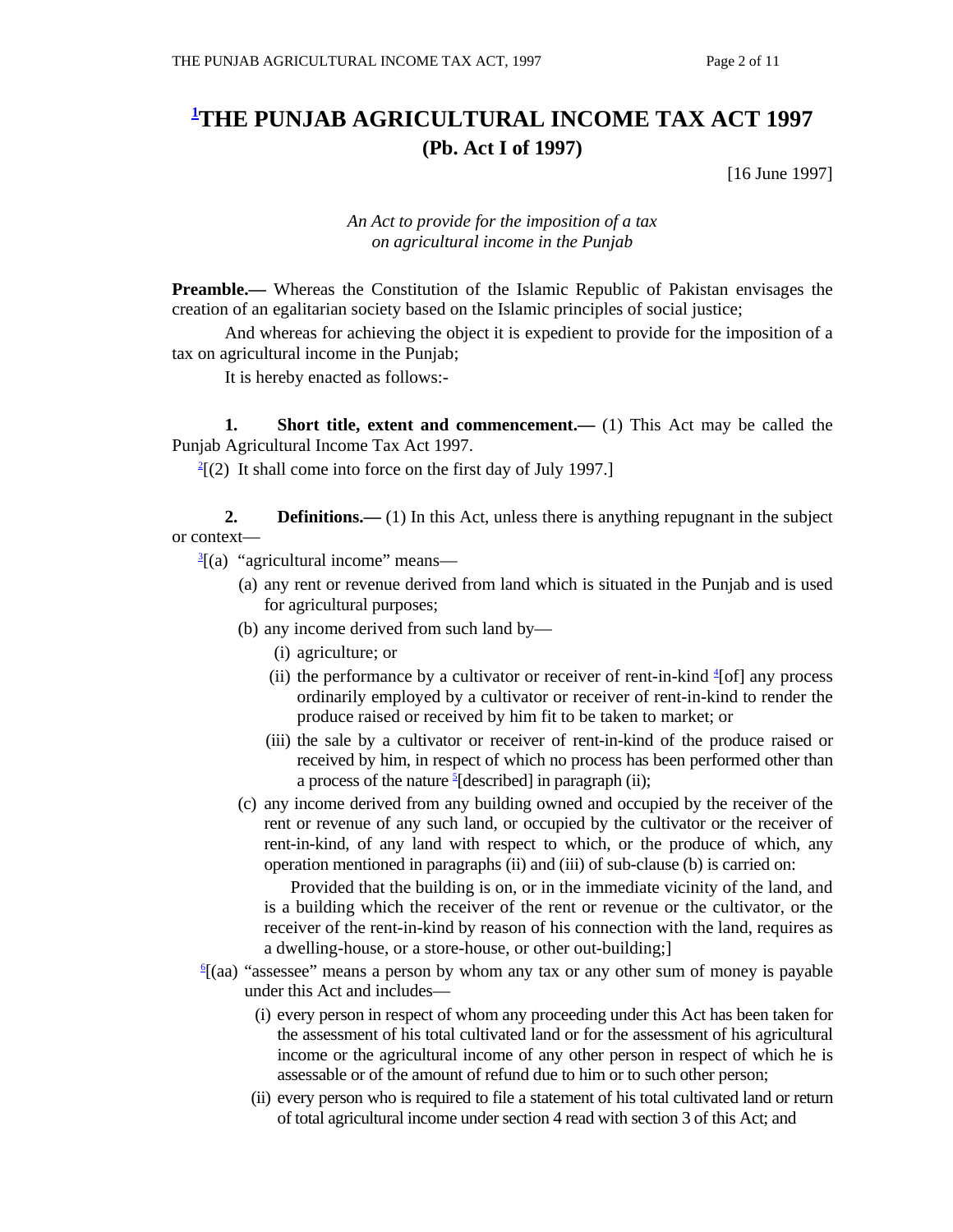# [1]THE PUNJAB AGRICULTURAL INCOME TAX ACT 1997

## (Pb. Act I of 1997)

[16 June 1997]

*An Act to provide for the imposition of a tax on agricultural income in the Punjab*

**Preamble.—** Whereas the Constitution of the Islamic Republic of Pakistan envisages the creation of an egalitarian society based on the Islamic principles of social justice;

And whereas for achieving the object it is expedient to provide for the imposition of a tax on agricultural income in the Punjab;

It is hereby enacted as follows:-

**1. Short title, extent and commencement.—** (1) This Act may be called the Punjab Agricultural Income Tax Act 1997.

[2][(2) It shall come into force on the first day of July 1997.]

**2. Definitions.—** (1) In this Act, unless there is anything repugnant in the subject or context—

[3][(a) "agricultural income" means—

(a) any rent or revenue derived from land which is situated in the Punjab and is used for agricultural purposes;

(b) any income derived from such land by—

(i) agriculture; or

(ii) the performance by a cultivator or receiver of rent-in-kind [4][of] any process ordinarily employed by a cultivator or receiver of rent-in-kind to render the produce raised or received by him fit to be taken to market; or

(iii) the sale by a cultivator or receiver of rent-in-kind of the produce raised or received by him, in respect of which no process has been performed other than a process of the nature [5][described] in paragraph (ii);

(c) any income derived from any building owned and occupied by the receiver of the rent or revenue of any such land, or occupied by the cultivator or the receiver of rent-in-kind, of any land with respect to which, or the produce of which, any operation mentioned in paragraphs (ii) and (iii) of sub-clause (b) is carried on:

Provided that the building is on, or in the immediate vicinity of the land, and is a building which the receiver of the rent or revenue or the cultivator, or the receiver of the rent-in-kind by reason of his connection with the land, requires as a dwelling-house, or a store-house, or other out-building;]

[6][(aa) "assessee" means a person by whom any tax or any other sum of money is payable under this Act and includes—

(i) every person in respect of whom any proceeding under this Act has been taken for the assessment of his total cultivated land or for the assessment of his agricultural income or the agricultural income of any other person in respect of which he is assessable or of the amount of refund due to him or to such other person;

(ii) every person who is required to file a statement of his total cultivated land or return of total agricultural income under section 4 read with section 3 of this Act; and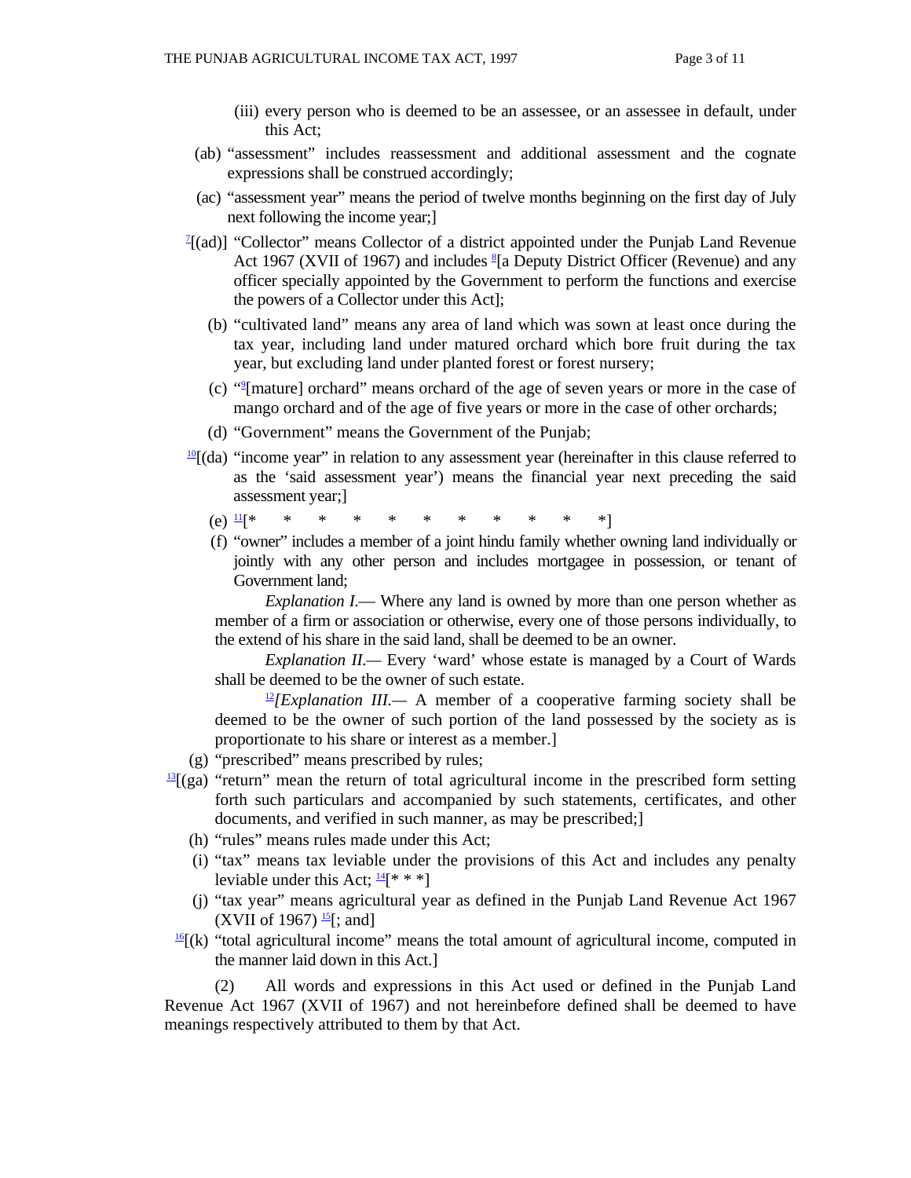(iii) every person who is deemed to be an assessee, or an assessee in default, under this Act;

(ab) "assessment" includes reassessment and additional assessment and the cognate expressions shall be construed accordingly;

(ac) "assessment year" means the period of twelve months beginning on the first day of July next following the income year;]

[7][(ad)] "Collector" means Collector of a district appointed under the Punjab Land Revenue Act 1967 (XVII of 1967) and includes [8][a Deputy District Officer (Revenue) and any officer specially appointed by the Government to perform the functions and exercise the powers of a Collector under this Act];

(b) "cultivated land" means any area of land which was sown at least once during the tax year, including land under matured orchard which bore fruit during the tax year, but excluding land under planted forest or forest nursery;

(c) "[9][mature] orchard" means orchard of the age of seven years or more in the case of mango orchard and of the age of five years or more in the case of other orchards;

(d) "Government" means the Government of the Punjab;

[10][(da) "income year" in relation to any assessment year (hereinafter in this clause referred to as the 'said assessment year') means the financial year next preceding the said assessment year;]

(e) [11][* * * * * * * * * * *]

(f) "owner" includes a member of a joint hindu family whether owning land individually or jointly with any other person and includes mortgagee in possession, or tenant of Government land;

*Explanation I*.— Where any land is owned by more than one person whether as member of a firm or association or otherwise, every one of those persons individually, to the extend of his share in the said land, shall be deemed to be an owner.

*Explanation II*.— Every 'ward' whose estate is managed by a Court of Wards shall be deemed to be the owner of such estate.

[12]*[Explanation III*.— A member of a cooperative farming society shall be deemed to be the owner of such portion of the land possessed by the society as is proportionate to his share or interest as a member.]

(g) "prescribed" means prescribed by rules;

[13][(ga) "return" mean the return of total agricultural income in the prescribed form setting forth such particulars and accompanied by such statements, certificates, and other documents, and verified in such manner, as may be prescribed;]

(h) "rules" means rules made under this Act;

(i) "tax" means tax leviable under the provisions of this Act and includes any penalty leviable under this Act; [14][* * *]

(j) "tax year" means agricultural year as defined in the Punjab Land Revenue Act 1967 (XVII of 1967) [15][; and]

[16][(k) "total agricultural income" means the total amount of agricultural income, computed in the manner laid down in this Act.]

(2) All words and expressions in this Act used or defined in the Punjab Land Revenue Act 1967 (XVII of 1967) and not hereinbefore defined shall be deemed to have meanings respectively attributed to them by that Act.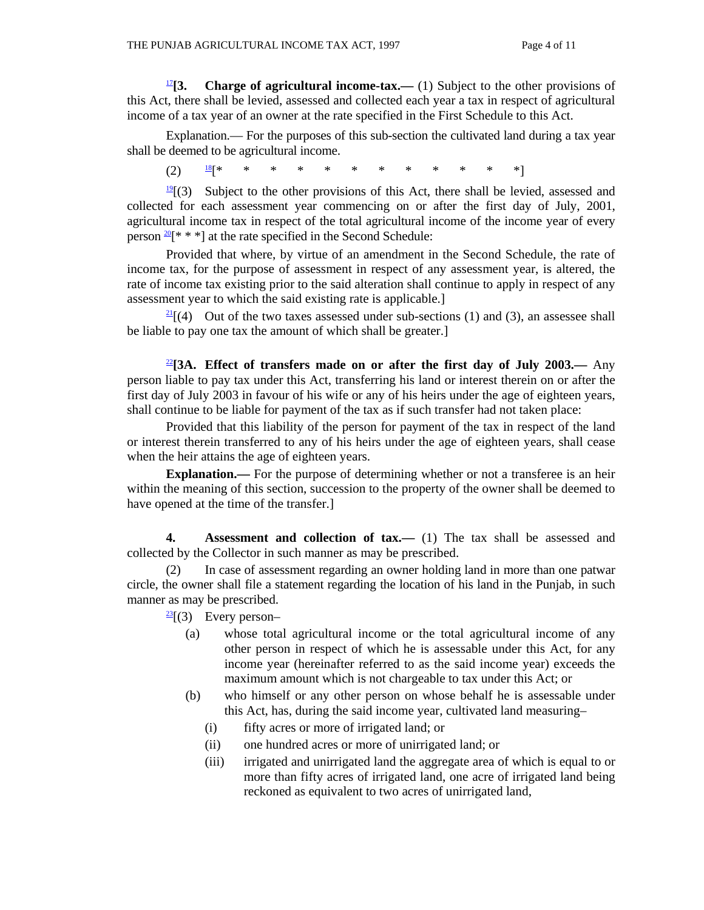[17]**[3. Charge of agricultural income-tax.—** (1) Subject to the other provisions of this Act, there shall be levied, assessed and collected each year a tax in respect of agricultural income of a tax year of an owner at the rate specified in the First Schedule to this Act.

Explanation.— For the purposes of this sub-section the cultivated land during a tax year shall be deemed to be agricultural income.

(2) [18][* * * * * * * * * * * *]

[19][(3) Subject to the other provisions of this Act, there shall be levied, assessed and collected for each assessment year commencing on or after the first day of July, 2001, agricultural income tax in respect of the total agricultural income of the income year of every person [20][* * *] at the rate specified in the Second Schedule:

Provided that where, by virtue of an amendment in the Second Schedule, the rate of income tax, for the purpose of assessment in respect of any assessment year, is altered, the rate of income tax existing prior to the said alteration shall continue to apply in respect of any assessment year to which the said existing rate is applicable.]

[21][(4) Out of the two taxes assessed under sub-sections (1) and (3), an assessee shall be liable to pay one tax the amount of which shall be greater.]

[22]**[3A. Effect of transfers made on or after the first day of July 2003.—** Any person liable to pay tax under this Act, transferring his land or interest therein on or after the first day of July 2003 in favour of his wife or any of his heirs under the age of eighteen years, shall continue to be liable for payment of the tax as if such transfer had not taken place:

Provided that this liability of the person for payment of the tax in respect of the land or interest therein transferred to any of his heirs under the age of eighteen years, shall cease when the heir attains the age of eighteen years.

**Explanation.—** For the purpose of determining whether or not a transferee is an heir within the meaning of this section, succession to the property of the owner shall be deemed to have opened at the time of the transfer.]

**4. Assessment and collection of tax.—** (1) The tax shall be assessed and collected by the Collector in such manner as may be prescribed.

(2) In case of assessment regarding an owner holding land in more than one patwar circle, the owner shall file a statement regarding the location of his land in the Punjab, in such manner as may be prescribed.

[23][(3) Every person–

(a) whose total agricultural income or the total agricultural income of any other person in respect of which he is assessable under this Act, for any income year (hereinafter referred to as the said income year) exceeds the maximum amount which is not chargeable to tax under this Act; or

(b) who himself or any other person on whose behalf he is assessable under this Act, has, during the said income year, cultivated land measuring–

(i) fifty acres or more of irrigated land; or

(ii) one hundred acres or more of unirrigated land; or

(iii) irrigated and unirrigated land the aggregate area of which is equal to or more than fifty acres of irrigated land, one acre of irrigated land being reckoned as equivalent to two acres of unirrigated land,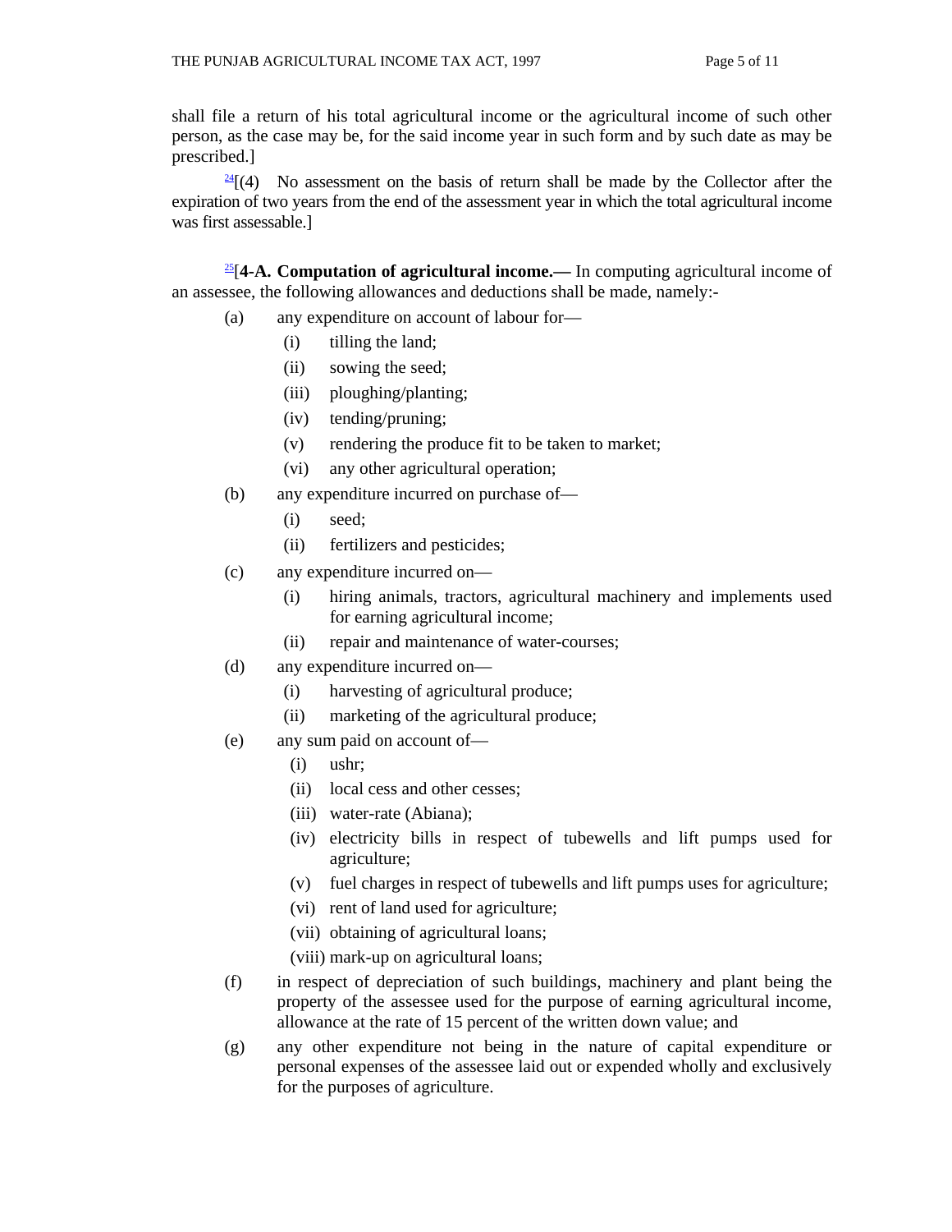shall file a return of his total agricultural income or the agricultural income of such other person, as the case may be, for the said income year in such form and by such date as may be prescribed.]

[24][(4) No assessment on the basis of return shall be made by the Collector after the expiration of two years from the end of the assessment year in which the total agricultural income was first assessable.]

[25][**4-A. Computation of agricultural income.—** In computing agricultural income of an assessee, the following allowances and deductions shall be made, namely:-

(a) any expenditure on account of labour for—

  (i) tilling the land;

  (ii) sowing the seed;

  (iii) ploughing/planting;

  (iv) tending/pruning;

  (v) rendering the produce fit to be taken to market;

  (vi) any other agricultural operation;

(b) any expenditure incurred on purchase of—

  (i) seed;

  (ii) fertilizers and pesticides;

(c) any expenditure incurred on—

  (i) hiring animals, tractors, agricultural machinery and implements used for earning agricultural income;

  (ii) repair and maintenance of water-courses;

(d) any expenditure incurred on—

  (i) harvesting of agricultural produce;

  (ii) marketing of the agricultural produce;

(e) any sum paid on account of—

  (i) ushr;

  (ii) local cess and other cesses;

  (iii) water-rate (Abiana);

  (iv) electricity bills in respect of tubewells and lift pumps used for agriculture;

  (v) fuel charges in respect of tubewells and lift pumps uses for agriculture;

  (vi) rent of land used for agriculture;

  (vii) obtaining of agricultural loans;

  (viii) mark-up on agricultural loans;

(f) in respect of depreciation of such buildings, machinery and plant being the property of the assessee used for the purpose of earning agricultural income, allowance at the rate of 15 percent of the written down value; and

(g) any other expenditure not being in the nature of capital expenditure or personal expenses of the assessee laid out or expended wholly and exclusively for the purposes of agriculture.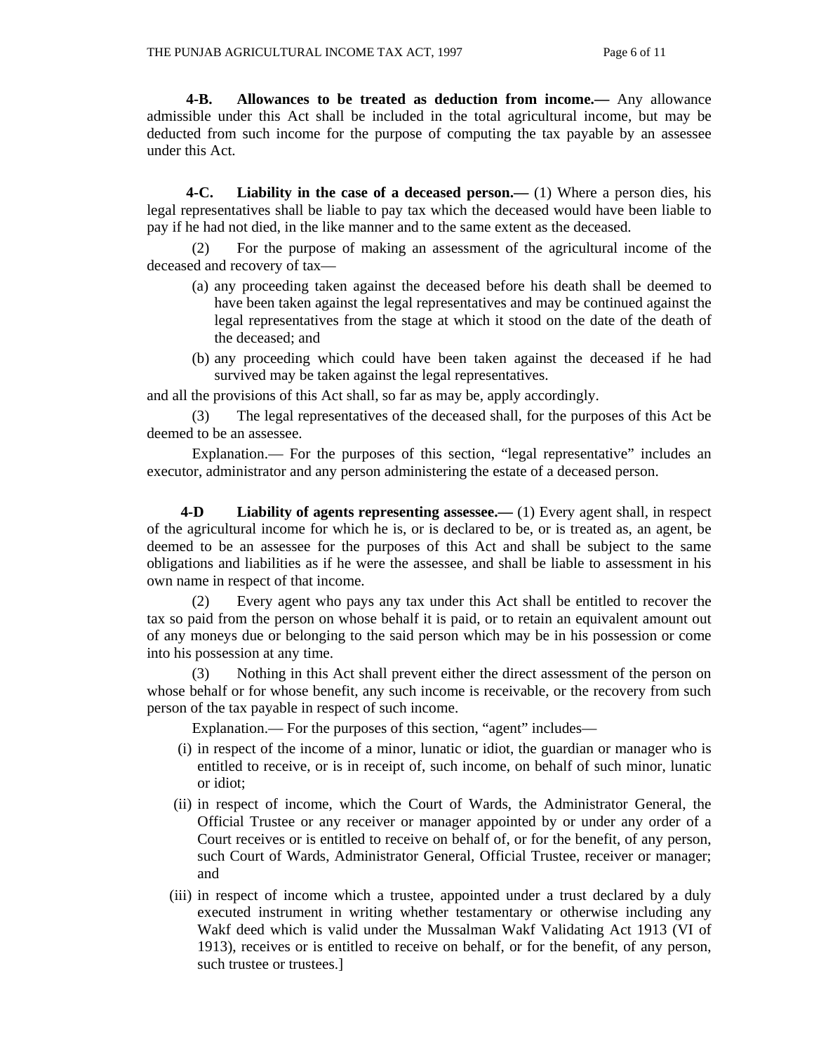**4-B. Allowances to be treated as deduction from income.—** Any allowance admissible under this Act shall be included in the total agricultural income, but may be deducted from such income for the purpose of computing the tax payable by an assessee under this Act.

**4-C. Liability in the case of a deceased person.—** (1) Where a person dies, his legal representatives shall be liable to pay tax which the deceased would have been liable to pay if he had not died, in the like manner and to the same extent as the deceased.

(2) For the purpose of making an assessment of the agricultural income of the deceased and recovery of tax—

(a) any proceeding taken against the deceased before his death shall be deemed to have been taken against the legal representatives and may be continued against the legal representatives from the stage at which it stood on the date of the death of the deceased; and

(b) any proceeding which could have been taken against the deceased if he had survived may be taken against the legal representatives.

and all the provisions of this Act shall, so far as may be, apply accordingly.

(3) The legal representatives of the deceased shall, for the purposes of this Act be deemed to be an assessee.

Explanation.— For the purposes of this section, "legal representative" includes an executor, administrator and any person administering the estate of a deceased person.

**4-D Liability of agents representing assessee.—** (1) Every agent shall, in respect of the agricultural income for which he is, or is declared to be, or is treated as, an agent, be deemed to be an assessee for the purposes of this Act and shall be subject to the same obligations and liabilities as if he were the assessee, and shall be liable to assessment in his own name in respect of that income.

(2) Every agent who pays any tax under this Act shall be entitled to recover the tax so paid from the person on whose behalf it is paid, or to retain an equivalent amount out of any moneys due or belonging to the said person which may be in his possession or come into his possession at any time.

(3) Nothing in this Act shall prevent either the direct assessment of the person on whose behalf or for whose benefit, any such income is receivable, or the recovery from such person of the tax payable in respect of such income.

Explanation.— For the purposes of this section, "agent" includes—

(i) in respect of the income of a minor, lunatic or idiot, the guardian or manager who is entitled to receive, or is in receipt of, such income, on behalf of such minor, lunatic or idiot;

(ii) in respect of income, which the Court of Wards, the Administrator General, the Official Trustee or any receiver or manager appointed by or under any order of a Court receives or is entitled to receive on behalf of, or for the benefit, of any person, such Court of Wards, Administrator General, Official Trustee, receiver or manager; and

(iii) in respect of income which a trustee, appointed under a trust declared by a duly executed instrument in writing whether testamentary or otherwise including any Wakf deed which is valid under the Mussalman Wakf Validating Act 1913 (VI of 1913), receives or is entitled to receive on behalf, or for the benefit, of any person, such trustee or trustees.]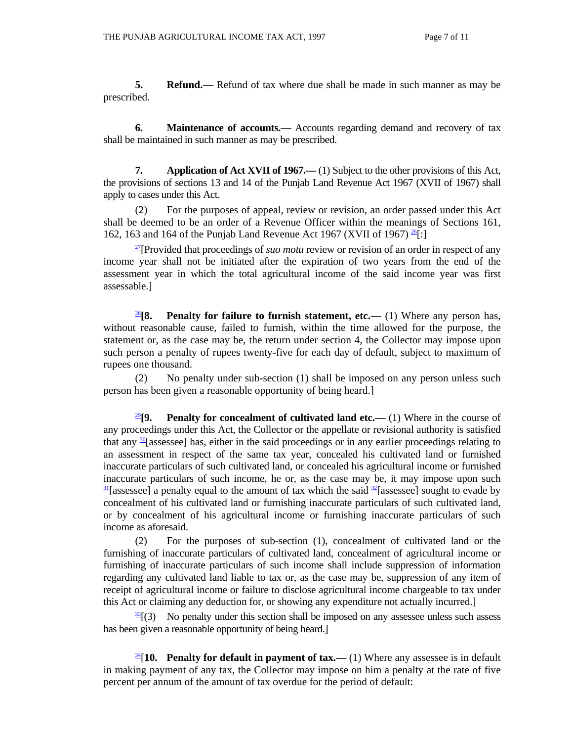**5. Refund.—** Refund of tax where due shall be made in such manner as may be prescribed.

**6. Maintenance of accounts.—** Accounts regarding demand and recovery of tax shall be maintained in such manner as may be prescribed.

**7. Application of Act XVII of 1967.—** (1) Subject to the other provisions of this Act, the provisions of sections 13 and 14 of the Punjab Land Revenue Act 1967 (XVII of 1967) shall apply to cases under this Act.

(2) For the purposes of appeal, review or revision, an order passed under this Act shall be deemed to be an order of a Revenue Officer within the meanings of Sections 161, 162, 163 and 164 of the Punjab Land Revenue Act 1967 (XVII of 1967) [26][:]

[27][Provided that proceedings of *suo motu* review or revision of an order in respect of any income year shall not be initiated after the expiration of two years from the end of the assessment year in which the total agricultural income of the said income year was first assessable.]

[28]**[8. Penalty for failure to furnish statement, etc.—** (1) Where any person has, without reasonable cause, failed to furnish, within the time allowed for the purpose, the statement or, as the case may be, the return under section 4, the Collector may impose upon such person a penalty of rupees twenty-five for each day of default, subject to maximum of rupees one thousand.

(2) No penalty under sub-section (1) shall be imposed on any person unless such person has been given a reasonable opportunity of being heard.]

[29]**[9. Penalty for concealment of cultivated land etc.—** (1) Where in the course of any proceedings under this Act, the Collector or the appellate or revisional authority is satisfied that any [30][assessee] has, either in the said proceedings or in any earlier proceedings relating to an assessment in respect of the same tax year, concealed his cultivated land or furnished inaccurate particulars of such cultivated land, or concealed his agricultural income or furnished inaccurate particulars of such income, he or, as the case may be, it may impose upon such [31][assessee] a penalty equal to the amount of tax which the said [32][assessee] sought to evade by concealment of his cultivated land or furnishing inaccurate particulars of such cultivated land, or by concealment of his agricultural income or furnishing inaccurate particulars of such income as aforesaid.

(2) For the purposes of sub-section (1), concealment of cultivated land or the furnishing of inaccurate particulars of cultivated land, concealment of agricultural income or furnishing of inaccurate particulars of such income shall include suppression of information regarding any cultivated land liable to tax or, as the case may be, suppression of any item of receipt of agricultural income or failure to disclose agricultural income chargeable to tax under this Act or claiming any deduction for, or showing any expenditure not actually incurred.]

[33][(3) No penalty under this section shall be imposed on any assessee unless such assess has been given a reasonable opportunity of being heard.]

[34][**10. Penalty for default in payment of tax.—** (1) Where any assessee is in default in making payment of any tax, the Collector may impose on him a penalty at the rate of five percent per annum of the amount of tax overdue for the period of default: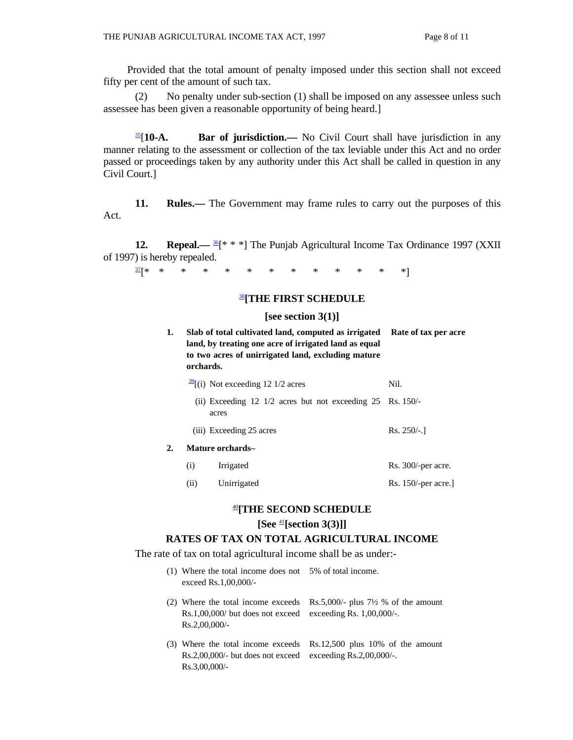Provided that the total amount of penalty imposed under this section shall not exceed fifty per cent of the amount of such tax.

(2) No penalty under sub-section (1) shall be imposed on any assessee unless such assessee has been given a reasonable opportunity of being heard.]

[35][**10-A. Bar of jurisdiction.—** No Civil Court shall have jurisdiction in any manner relating to the assessment or collection of the tax leviable under this Act and no order passed or proceedings taken by any authority under this Act shall be called in question in any Civil Court.]

**11. Rules.—** The Government may frame rules to carry out the purposes of this Act.

**12. Repeal.—** [36][* * *] The Punjab Agricultural Income Tax Ordinance 1997 (XXII of 1997) is hereby repealed.

[37][* * * * * * * * * * * * *]

## [38][THE FIRST SCHEDULE

**[see section 3(1)]**

| | | |
|---|---|---|
| **1.** | **Slab of total cultivated land, computed as irrigated land, by treating one acre of irrigated land as equal to two acres of unirrigated land, excluding mature orchards.** | **Rate of tax per acre** |
| | [39][(i) Not exceeding 12 1/2 acres | Nil. |
| | (ii) Exceeding 12 1/2 acres but not exceeding 25 acres | Rs. 150/- |
| | (iii) Exceeding 25 acres | Rs. 250/-.] |
| **2.** | **Mature orchards–** | |
| | (i) Irrigated | Rs. 300/-per acre. |
| | (ii) Unirrigated | Rs. 150/-per acre.] |

## [40][THE SECOND SCHEDULE

**[See [41][section 3(3)]]**

**RATES OF TAX ON TOTAL AGRICULTURAL INCOME**

The rate of tax on total agricultural income shall be as under:-

| | |
|---|---|
| (1) Where the total income does not exceed Rs.1,00,000/- | 5% of total income. |
| (2) Where the total income exceeds Rs.1,00,000/ but does not exceed Rs.2,00,000/- | Rs.5,000/- plus 7½ % of the amount exceeding Rs. 1,00,000/-. |
| (3) Where the total income exceeds Rs.2,00,000/- but does not exceed Rs.3,00,000/- | Rs.12,500 plus 10% of the amount exceeding Rs.2,00,000/-. |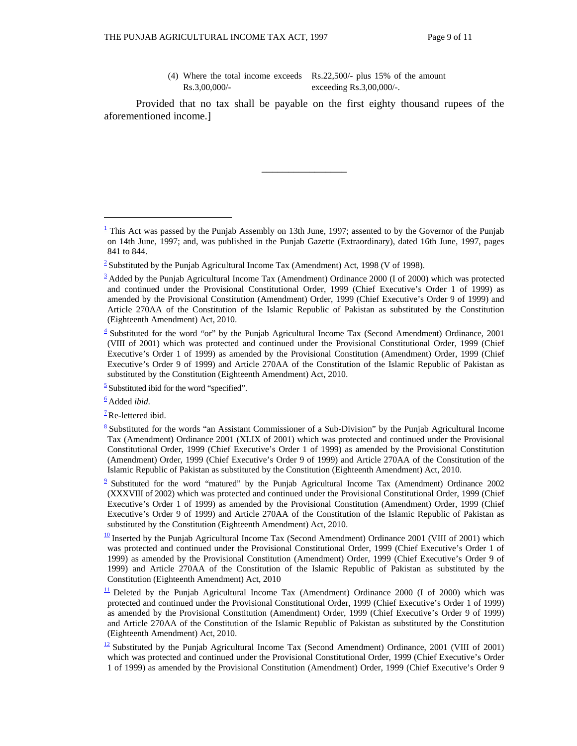| | |
|---|---|
| (4) Where the total income exceeds Rs.3,00,000/- | Rs.22,500/- plus 15% of the amount exceeding Rs.3,00,000/-. |

Provided that no tax shall be payable on the first eighty thousand rupees of the aforementioned income.]

---

[1] This Act was passed by the Punjab Assembly on 13th June, 1997; assented to by the Governor of the Punjab on 14th June, 1997; and, was published in the Punjab Gazette (Extraordinary), dated 16th June, 1997, pages 841 to 844.

[2] Substituted by the Punjab Agricultural Income Tax (Amendment) Act, 1998 (V of 1998).

[3] Added by the Punjab Agricultural Income Tax (Amendment) Ordinance 2000 (I of 2000) which was protected and continued under the Provisional Constitutional Order, 1999 (Chief Executive's Order 1 of 1999) as amended by the Provisional Constitution (Amendment) Order, 1999 (Chief Executive's Order 9 of 1999) and Article 270AA of the Constitution of the Islamic Republic of Pakistan as substituted by the Constitution (Eighteenth Amendment) Act, 2010.

[4] Substituted for the word "or" by the Punjab Agricultural Income Tax (Second Amendment) Ordinance, 2001 (VIII of 2001) which was protected and continued under the Provisional Constitutional Order, 1999 (Chief Executive's Order 1 of 1999) as amended by the Provisional Constitution (Amendment) Order, 1999 (Chief Executive's Order 9 of 1999) and Article 270AA of the Constitution of the Islamic Republic of Pakistan as substituted by the Constitution (Eighteenth Amendment) Act, 2010.

[5] Substituted ibid for the word "specified".

[6] Added *ibid*.

[7] Re-lettered ibid.

[8] Substituted for the words "an Assistant Commissioner of a Sub-Division" by the Punjab Agricultural Income Tax (Amendment) Ordinance 2001 (XLIX of 2001) which was protected and continued under the Provisional Constitutional Order, 1999 (Chief Executive's Order 1 of 1999) as amended by the Provisional Constitution (Amendment) Order, 1999 (Chief Executive's Order 9 of 1999) and Article 270AA of the Constitution of the Islamic Republic of Pakistan as substituted by the Constitution (Eighteenth Amendment) Act, 2010.

[9] Substituted for the word "matured" by the Punjab Agricultural Income Tax (Amendment) Ordinance 2002 (XXXVIII of 2002) which was protected and continued under the Provisional Constitutional Order, 1999 (Chief Executive's Order 1 of 1999) as amended by the Provisional Constitution (Amendment) Order, 1999 (Chief Executive's Order 9 of 1999) and Article 270AA of the Constitution of the Islamic Republic of Pakistan as substituted by the Constitution (Eighteenth Amendment) Act, 2010.

[10] Inserted by the Punjab Agricultural Income Tax (Second Amendment) Ordinance 2001 (VIII of 2001) which was protected and continued under the Provisional Constitutional Order, 1999 (Chief Executive's Order 1 of 1999) as amended by the Provisional Constitution (Amendment) Order, 1999 (Chief Executive's Order 9 of 1999) and Article 270AA of the Constitution of the Islamic Republic of Pakistan as substituted by the Constitution (Eighteenth Amendment) Act, 2010

[11] Deleted by the Punjab Agricultural Income Tax (Amendment) Ordinance 2000 (I of 2000) which was protected and continued under the Provisional Constitutional Order, 1999 (Chief Executive's Order 1 of 1999) as amended by the Provisional Constitution (Amendment) Order, 1999 (Chief Executive's Order 9 of 1999) and Article 270AA of the Constitution of the Islamic Republic of Pakistan as substituted by the Constitution (Eighteenth Amendment) Act, 2010.

[12] Substituted by the Punjab Agricultural Income Tax (Second Amendment) Ordinance, 2001 (VIII of 2001) which was protected and continued under the Provisional Constitutional Order, 1999 (Chief Executive's Order 1 of 1999) as amended by the Provisional Constitution (Amendment) Order, 1999 (Chief Executive's Order 9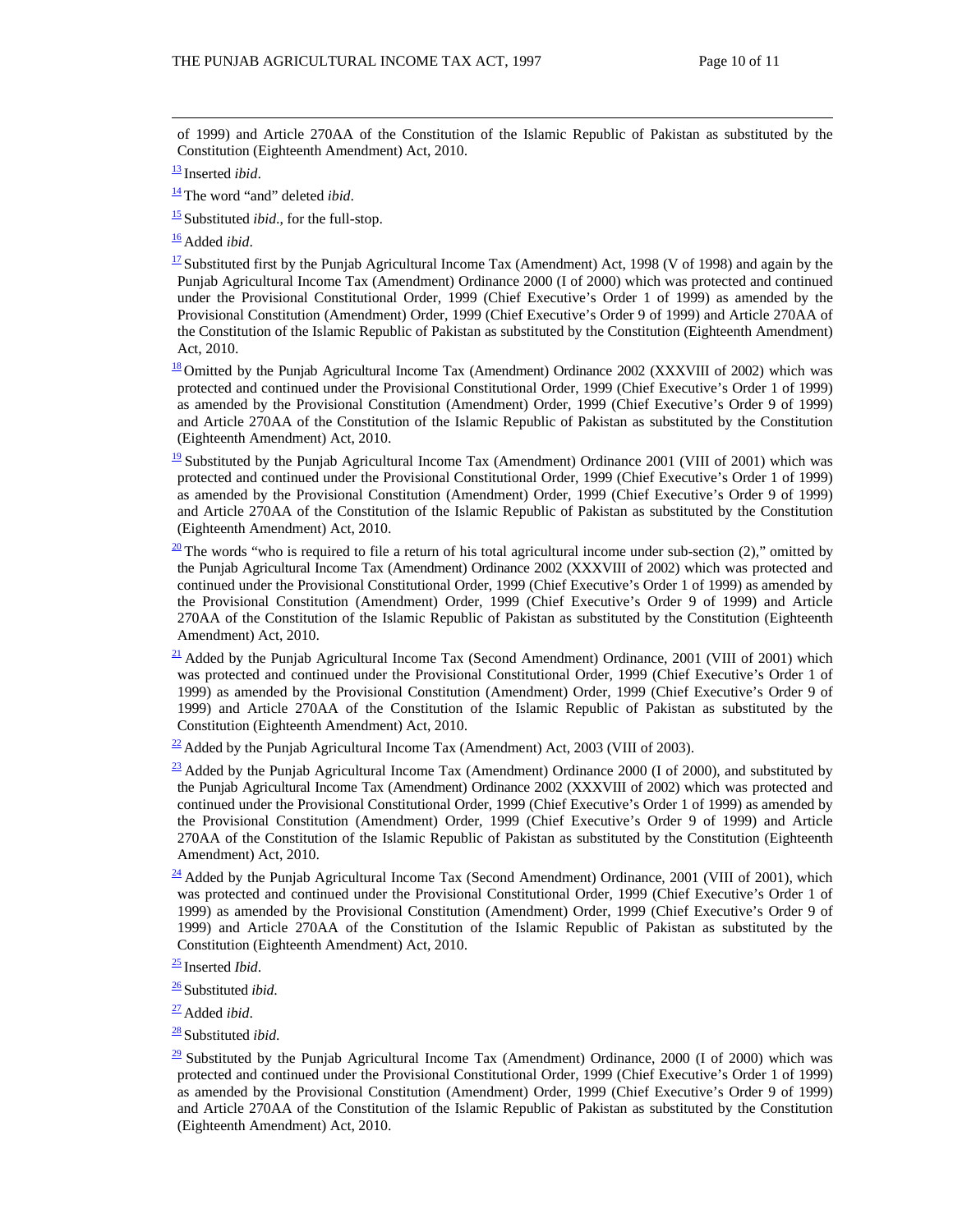of 1999) and Article 270AA of the Constitution of the Islamic Republic of Pakistan as substituted by the Constitution (Eighteenth Amendment) Act, 2010.

[13] Inserted *ibid*.

[14] The word "and" deleted *ibid*.

[15] Substituted *ibid*., for the full-stop.

[16] Added *ibid*.

[17] Substituted first by the Punjab Agricultural Income Tax (Amendment) Act, 1998 (V of 1998) and again by the Punjab Agricultural Income Tax (Amendment) Ordinance 2000 (I of 2000) which was protected and continued under the Provisional Constitutional Order, 1999 (Chief Executive's Order 1 of 1999) as amended by the Provisional Constitution (Amendment) Order, 1999 (Chief Executive's Order 9 of 1999) and Article 270AA of the Constitution of the Islamic Republic of Pakistan as substituted by the Constitution (Eighteenth Amendment) Act, 2010.

[18] Omitted by the Punjab Agricultural Income Tax (Amendment) Ordinance 2002 (XXXVIII of 2002) which was protected and continued under the Provisional Constitutional Order, 1999 (Chief Executive's Order 1 of 1999) as amended by the Provisional Constitution (Amendment) Order, 1999 (Chief Executive's Order 9 of 1999) and Article 270AA of the Constitution of the Islamic Republic of Pakistan as substituted by the Constitution (Eighteenth Amendment) Act, 2010.

[19] Substituted by the Punjab Agricultural Income Tax (Amendment) Ordinance 2001 (VIII of 2001) which was protected and continued under the Provisional Constitutional Order, 1999 (Chief Executive's Order 1 of 1999) as amended by the Provisional Constitution (Amendment) Order, 1999 (Chief Executive's Order 9 of 1999) and Article 270AA of the Constitution of the Islamic Republic of Pakistan as substituted by the Constitution (Eighteenth Amendment) Act, 2010.

[20] The words "who is required to file a return of his total agricultural income under sub-section (2)," omitted by the Punjab Agricultural Income Tax (Amendment) Ordinance 2002 (XXXVIII of 2002) which was protected and continued under the Provisional Constitutional Order, 1999 (Chief Executive's Order 1 of 1999) as amended by the Provisional Constitution (Amendment) Order, 1999 (Chief Executive's Order 9 of 1999) and Article 270AA of the Constitution of the Islamic Republic of Pakistan as substituted by the Constitution (Eighteenth Amendment) Act, 2010.

[21] Added by the Punjab Agricultural Income Tax (Second Amendment) Ordinance, 2001 (VIII of 2001) which was protected and continued under the Provisional Constitutional Order, 1999 (Chief Executive's Order 1 of 1999) as amended by the Provisional Constitution (Amendment) Order, 1999 (Chief Executive's Order 9 of 1999) and Article 270AA of the Constitution of the Islamic Republic of Pakistan as substituted by the Constitution (Eighteenth Amendment) Act, 2010.

[22] Added by the Punjab Agricultural Income Tax (Amendment) Act, 2003 (VIII of 2003).

[23] Added by the Punjab Agricultural Income Tax (Amendment) Ordinance 2000 (I of 2000), and substituted by the Punjab Agricultural Income Tax (Amendment) Ordinance 2002 (XXXVIII of 2002) which was protected and continued under the Provisional Constitutional Order, 1999 (Chief Executive's Order 1 of 1999) as amended by the Provisional Constitution (Amendment) Order, 1999 (Chief Executive's Order 9 of 1999) and Article 270AA of the Constitution of the Islamic Republic of Pakistan as substituted by the Constitution (Eighteenth Amendment) Act, 2010.

[24] Added by the Punjab Agricultural Income Tax (Second Amendment) Ordinance, 2001 (VIII of 2001), which was protected and continued under the Provisional Constitutional Order, 1999 (Chief Executive's Order 1 of 1999) as amended by the Provisional Constitution (Amendment) Order, 1999 (Chief Executive's Order 9 of 1999) and Article 270AA of the Constitution of the Islamic Republic of Pakistan as substituted by the Constitution (Eighteenth Amendment) Act, 2010.

[25] Inserted *Ibid*.

[26] Substituted *ibid.*

[27] Added *ibid*.

[28] Substituted *ibid.*

[29] Substituted by the Punjab Agricultural Income Tax (Amendment) Ordinance, 2000 (I of 2000) which was protected and continued under the Provisional Constitutional Order, 1999 (Chief Executive's Order 1 of 1999) as amended by the Provisional Constitution (Amendment) Order, 1999 (Chief Executive's Order 9 of 1999) and Article 270AA of the Constitution of the Islamic Republic of Pakistan as substituted by the Constitution (Eighteenth Amendment) Act, 2010.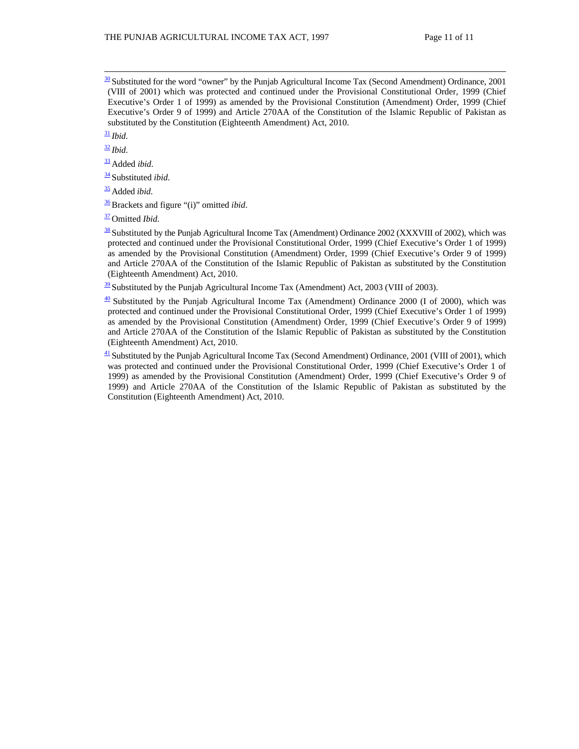[30] Substituted for the word "owner" by the Punjab Agricultural Income Tax (Second Amendment) Ordinance, 2001 (VIII of 2001) which was protected and continued under the Provisional Constitutional Order, 1999 (Chief Executive's Order 1 of 1999) as amended by the Provisional Constitution (Amendment) Order, 1999 (Chief Executive's Order 9 of 1999) and Article 270AA of the Constitution of the Islamic Republic of Pakistan as substituted by the Constitution (Eighteenth Amendment) Act, 2010.

[31] *Ibid*.

[32] *Ibid*.

[33] Added *ibid*.

[34] Substituted *ibid*.

[35] Added *ibid*.

[36] Brackets and figure "(i)" omitted *ibid*.

[37] Omitted *Ibid*.

[38] Substituted by the Punjab Agricultural Income Tax (Amendment) Ordinance 2002 (XXXVIII of 2002), which was protected and continued under the Provisional Constitutional Order, 1999 (Chief Executive's Order 1 of 1999) as amended by the Provisional Constitution (Amendment) Order, 1999 (Chief Executive's Order 9 of 1999) and Article 270AA of the Constitution of the Islamic Republic of Pakistan as substituted by the Constitution (Eighteenth Amendment) Act, 2010.

[39] Substituted by the Punjab Agricultural Income Tax (Amendment) Act, 2003 (VIII of 2003).

[40] Substituted by the Punjab Agricultural Income Tax (Amendment) Ordinance 2000 (I of 2000), which was protected and continued under the Provisional Constitutional Order, 1999 (Chief Executive's Order 1 of 1999) as amended by the Provisional Constitution (Amendment) Order, 1999 (Chief Executive's Order 9 of 1999) and Article 270AA of the Constitution of the Islamic Republic of Pakistan as substituted by the Constitution (Eighteenth Amendment) Act, 2010.

[41] Substituted by the Punjab Agricultural Income Tax (Second Amendment) Ordinance, 2001 (VIII of 2001), which was protected and continued under the Provisional Constitutional Order, 1999 (Chief Executive's Order 1 of 1999) as amended by the Provisional Constitution (Amendment) Order, 1999 (Chief Executive's Order 9 of 1999) and Article 270AA of the Constitution of the Islamic Republic of Pakistan as substituted by the Constitution (Eighteenth Amendment) Act, 2010.